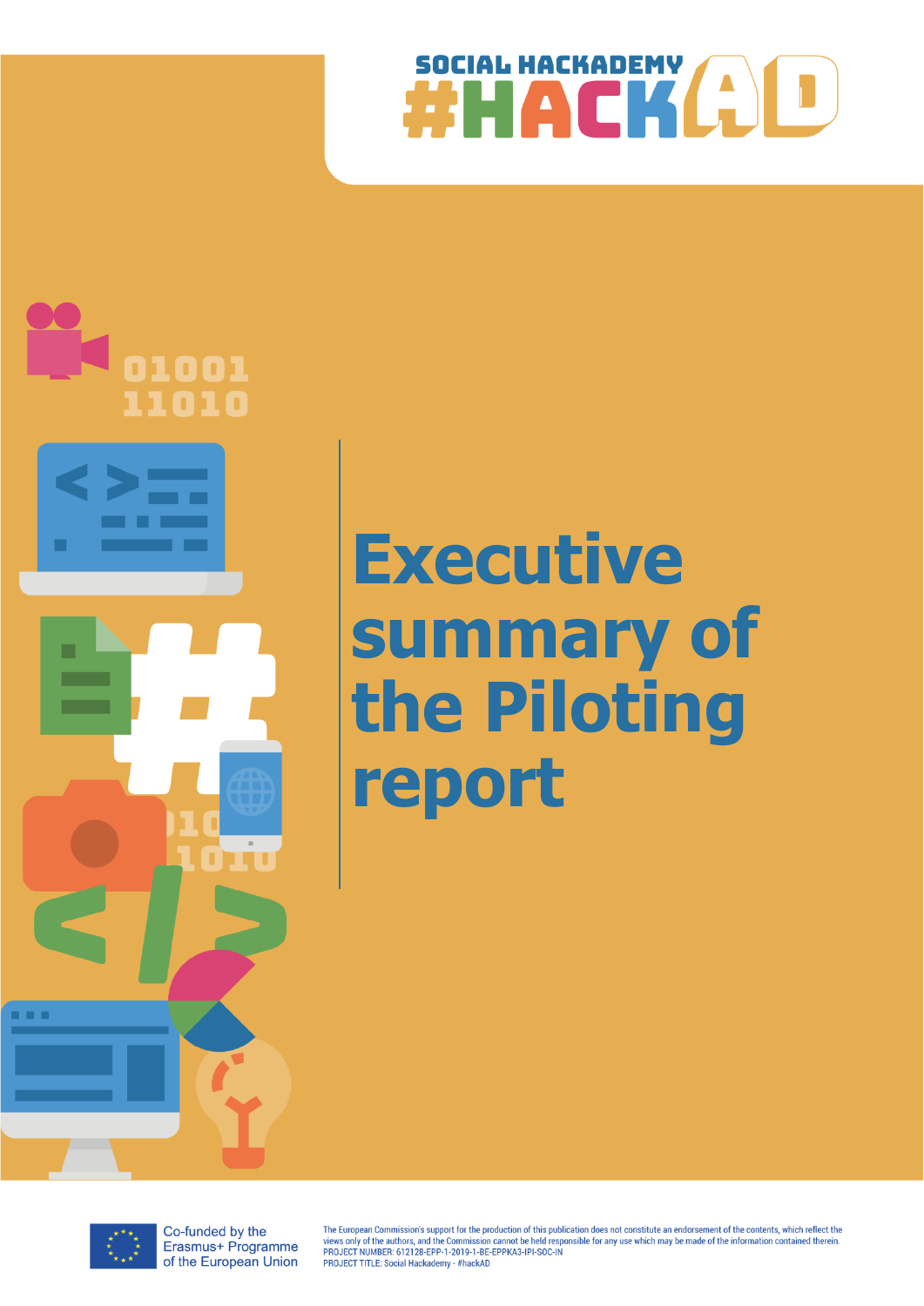SOCIAL HACKADEMY

#HACKAD

# Executive summary of the Piloting report

Co-funded by the Erasmus+ Programme of the European Union

The European Commission's support for the production of this publication does not constitute an endorsement of the contents, which reflect the views only of the authors, and the Commission cannot be held responsible for any use which may be made of the information contained therein.
PROJECT NUMBER: 612128-EPP-1-2019-1-BE-EPPKA3-IPI-SOC-IN
PROJECT TITLE: Social Hackademy - #hackAD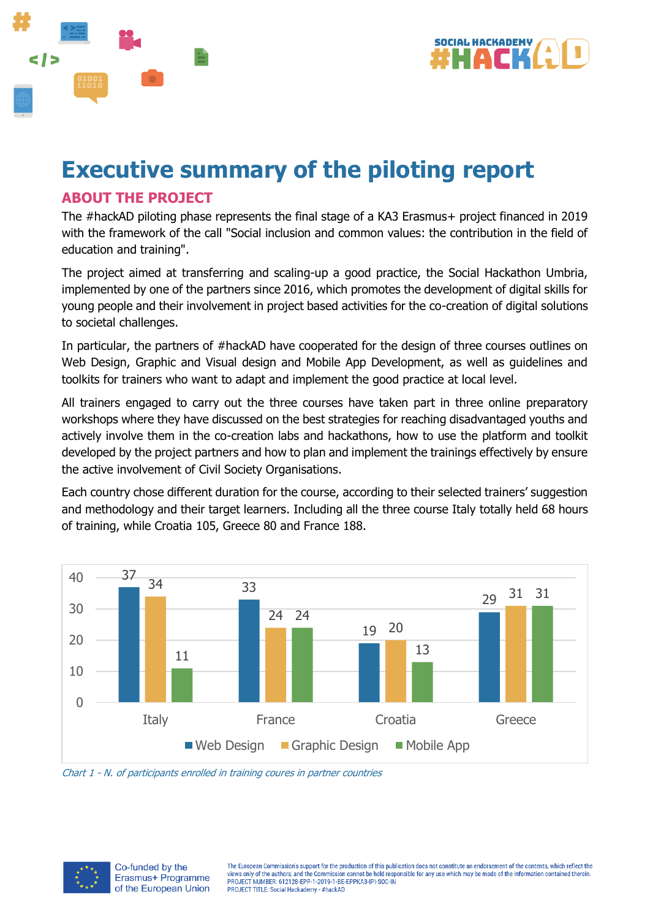# Executive summary of the piloting report

## ABOUT THE PROJECT

The #hackAD piloting phase represents the final stage of a KA3 Erasmus+ project financed in 2019 with the framework of the call "Social inclusion and common values: the contribution in the field of education and training".

The project aimed at transferring and scaling-up a good practice, the Social Hackathon Umbria, implemented by one of the partners since 2016, which promotes the development of digital skills for young people and their involvement in project based activities for the co-creation of digital solutions to societal challenges.

In particular, the partners of #hackAD have cooperated for the design of three courses outlines on Web Design, Graphic and Visual design and Mobile App Development, as well as guidelines and toolkits for trainers who want to adapt and implement the good practice at local level.

All trainers engaged to carry out the three courses have taken part in three online preparatory workshops where they have discussed on the best strategies for reaching disadvantaged youths and actively involve them in the co-creation labs and hackathons, how to use the platform and toolkit developed by the project partners and how to plan and implement the trainings effectively by ensure the active involvement of Civil Society Organisations.

Each country chose different duration for the course, according to their selected trainers' suggestion and methodology and their target learners. Including all the three course Italy totally held 68 hours of training, while Croatia 105, Greece 80 and France 188.

| | Web Design | Graphic Design | Mobile App |
|---|---|---|---|
| Italy | 37 | 34 | 11 |
| France | 33 | 24 | 24 |
| Croatia | 19 | 20 | 13 |
| Greece | 29 | 31 | 31 |

*Chart 1 - N. of participants enrolled in training coures in partner countries*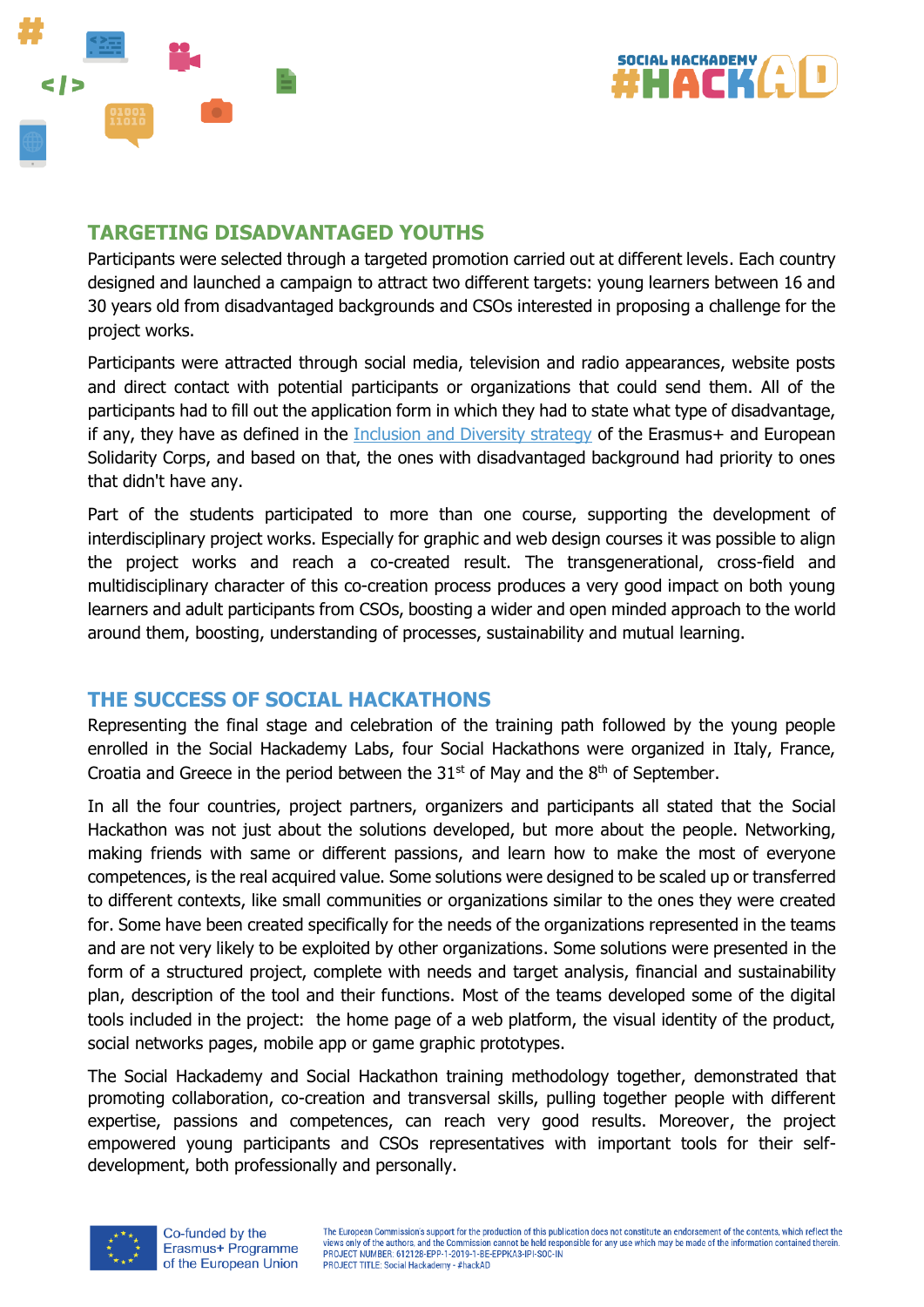## TARGETING DISADVANTAGED YOUTHS

Participants were selected through a targeted promotion carried out at different levels. Each country designed and launched a campaign to attract two different targets: young learners between 16 and 30 years old from disadvantaged backgrounds and CSOs interested in proposing a challenge for the project works.

Participants were attracted through social media, television and radio appearances, website posts and direct contact with potential participants or organizations that could send them. All of the participants had to fill out the application form in which they had to state what type of disadvantage, if any, they have as defined in the Inclusion and Diversity strategy of the Erasmus+ and European Solidarity Corps, and based on that, the ones with disadvantaged background had priority to ones that didn't have any.

Part of the students participated to more than one course, supporting the development of interdisciplinary project works. Especially for graphic and web design courses it was possible to align the project works and reach a co-created result. The transgenerational, cross-field and multidisciplinary character of this co-creation process produces a very good impact on both young learners and adult participants from CSOs, boosting a wider and open minded approach to the world around them, boosting, understanding of processes, sustainability and mutual learning.

## THE SUCCESS OF SOCIAL HACKATHONS

Representing the final stage and celebration of the training path followed by the young people enrolled in the Social Hackademy Labs, four Social Hackathons were organized in Italy, France, Croatia and Greece in the period between the 31st of May and the 8th of September.

In all the four countries, project partners, organizers and participants all stated that the Social Hackathon was not just about the solutions developed, but more about the people. Networking, making friends with same or different passions, and learn how to make the most of everyone competences, is the real acquired value. Some solutions were designed to be scaled up or transferred to different contexts, like small communities or organizations similar to the ones they were created for. Some have been created specifically for the needs of the organizations represented in the teams and are not very likely to be exploited by other organizations. Some solutions were presented in the form of a structured project, complete with needs and target analysis, financial and sustainability plan, description of the tool and their functions. Most of the teams developed some of the digital tools included in the project: the home page of a web platform, the visual identity of the product, social networks pages, mobile app or game graphic prototypes.

The Social Hackademy and Social Hackathon training methodology together, demonstrated that promoting collaboration, co-creation and transversal skills, pulling together people with different expertise, passions and competences, can reach very good results. Moreover, the project empowered young participants and CSOs representatives with important tools for their self-development, both professionally and personally.